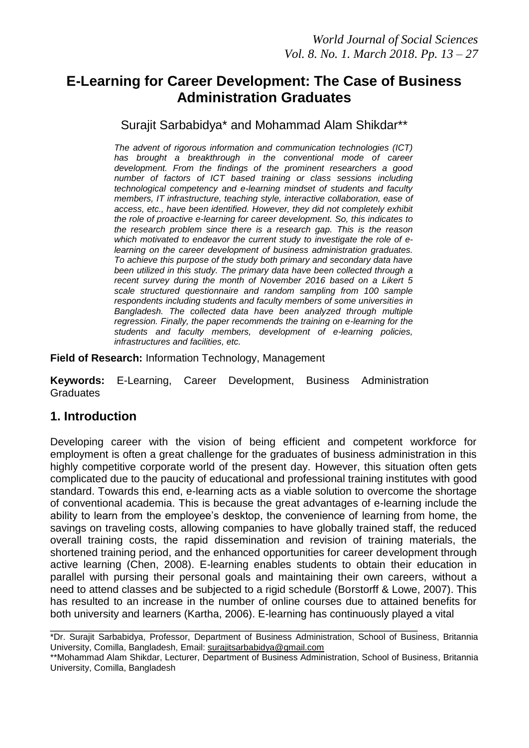# E-Learning for Career Development: The Case of Business Administration Graduates

Surajit Sarbabidya* and Mohammad Alam Shikdar**

*The advent of rigorous information and communication technologies (ICT) has brought a breakthrough in the conventional mode of career development. From the findings of the prominent researchers a good number of factors of ICT based training or class sessions including technological competency and e-learning mindset of students and faculty members, IT infrastructure, teaching style, interactive collaboration, ease of access, etc., have been identified. However, they did not completely exhibit the role of proactive e-learning for career development. So, this indicates to the research problem since there is a research gap. This is the reason which motivated to endeavor the current study to investigate the role of e-learning on the career development of business administration graduates. To achieve this purpose of the study both primary and secondary data have been utilized in this study. The primary data have been collected through a recent survey during the month of November 2016 based on a Likert 5 scale structured questionnaire and random sampling from 100 sample respondents including students and faculty members of some universities in Bangladesh. The collected data have been analyzed through multiple regression. Finally, the paper recommends the training on e-learning for the students and faculty members, development of e-learning policies, infrastructures and facilities, etc.*

**Field of Research:** Information Technology, Management

**Keywords:** E-Learning, Career Development, Business Administration Graduates

## 1. Introduction

Developing career with the vision of being efficient and competent workforce for employment is often a great challenge for the graduates of business administration in this highly competitive corporate world of the present day. However, this situation often gets complicated due to the paucity of educational and professional training institutes with good standard. Towards this end, e-learning acts as a viable solution to overcome the shortage of conventional academia. This is because the great advantages of e-learning include the ability to learn from the employee's desktop, the convenience of learning from home, the savings on traveling costs, allowing companies to have globally trained staff, the reduced overall training costs, the rapid dissemination and revision of training materials, the shortened training period, and the enhanced opportunities for career development through active learning (Chen, 2008). E-learning enables students to obtain their education in parallel with pursing their personal goals and maintaining their own careers, without a need to attend classes and be subjected to a rigid schedule (Borstorff & Lowe, 2007). This has resulted to an increase in the number of online courses due to attained benefits for both university and learners (Kartha, 2006). E-learning has continuously played a vital

---

*Dr. Surajit Sarbabidya, Professor, Department of Business Administration, School of Business, Britannia University, Comilla, Bangladesh, Email: surajitsarbabidya@gmail.com

**Mohammad Alam Shikdar, Lecturer, Department of Business Administration, School of Business, Britannia University, Comilla, Bangladesh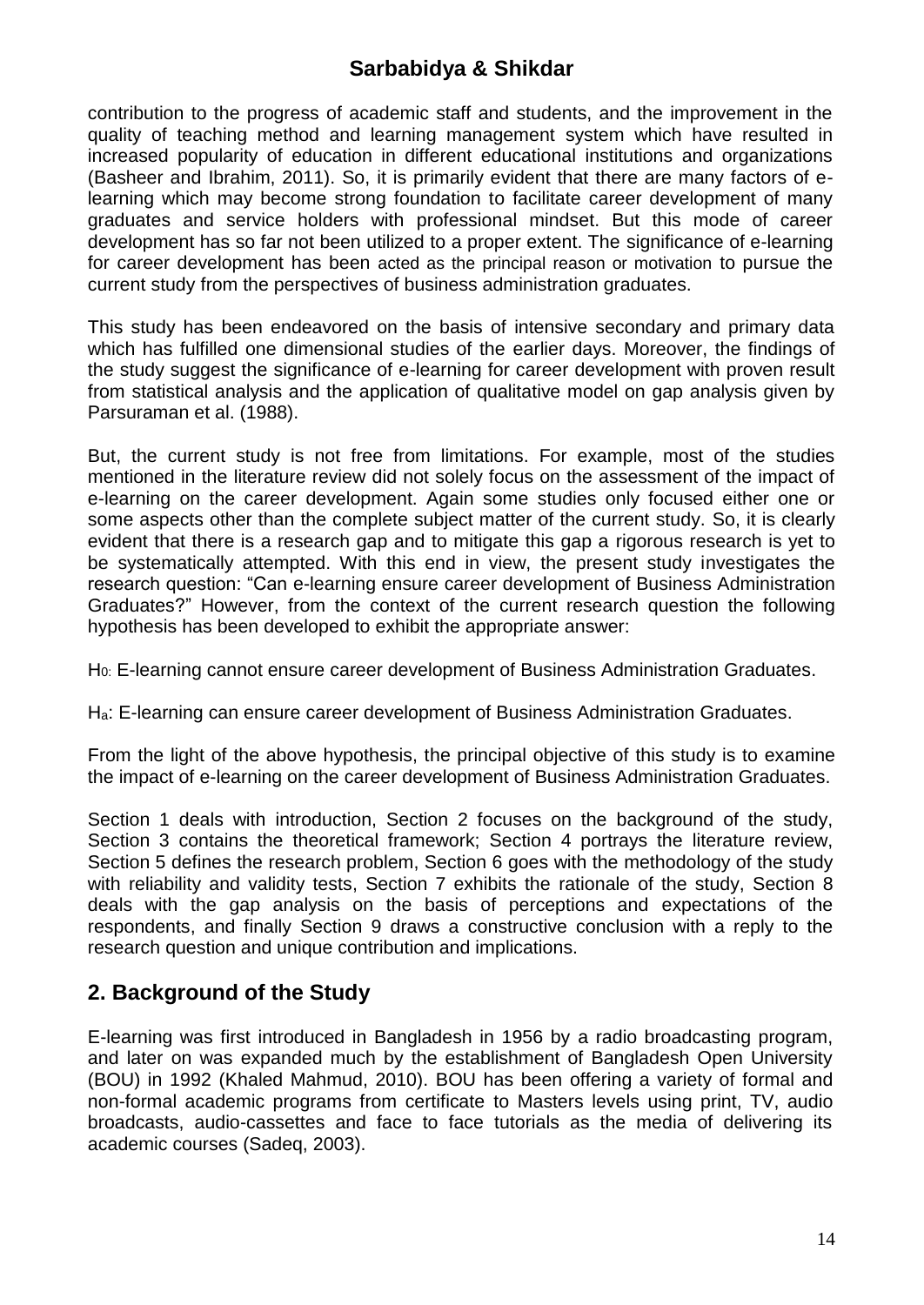contribution to the progress of academic staff and students, and the improvement in the quality of teaching method and learning management system which have resulted in increased popularity of education in different educational institutions and organizations (Basheer and Ibrahim, 2011). So, it is primarily evident that there are many factors of e-learning which may become strong foundation to facilitate career development of many graduates and service holders with professional mindset. But this mode of career development has so far not been utilized to a proper extent. The significance of e-learning for career development has been acted as the principal reason or motivation to pursue the current study from the perspectives of business administration graduates.

This study has been endeavored on the basis of intensive secondary and primary data which has fulfilled one dimensional studies of the earlier days. Moreover, the findings of the study suggest the significance of e-learning for career development with proven result from statistical analysis and the application of qualitative model on gap analysis given by Parsuraman et al. (1988).

But, the current study is not free from limitations. For example, most of the studies mentioned in the literature review did not solely focus on the assessment of the impact of e-learning on the career development. Again some studies only focused either one or some aspects other than the complete subject matter of the current study. So, it is clearly evident that there is a research gap and to mitigate this gap a rigorous research is yet to be systematically attempted. With this end in view, the present study investigates the research question: "Can e-learning ensure career development of Business Administration Graduates?" However, from the context of the current research question the following hypothesis has been developed to exhibit the appropriate answer:

$H_0$: E-learning cannot ensure career development of Business Administration Graduates.

$H_a$: E-learning can ensure career development of Business Administration Graduates.

From the light of the above hypothesis, the principal objective of this study is to examine the impact of e-learning on the career development of Business Administration Graduates.

Section 1 deals with introduction, Section 2 focuses on the background of the study, Section 3 contains the theoretical framework; Section 4 portrays the literature review, Section 5 defines the research problem, Section 6 goes with the methodology of the study with reliability and validity tests, Section 7 exhibits the rationale of the study, Section 8 deals with the gap analysis on the basis of perceptions and expectations of the respondents, and finally Section 9 draws a constructive conclusion with a reply to the research question and unique contribution and implications.

## 2. Background of the Study

E-learning was first introduced in Bangladesh in 1956 by a radio broadcasting program, and later on was expanded much by the establishment of Bangladesh Open University (BOU) in 1992 (Khaled Mahmud, 2010). BOU has been offering a variety of formal and non-formal academic programs from certificate to Masters levels using print, TV, audio broadcasts, audio-cassettes and face to face tutorials as the media of delivering its academic courses (Sadeq, 2003).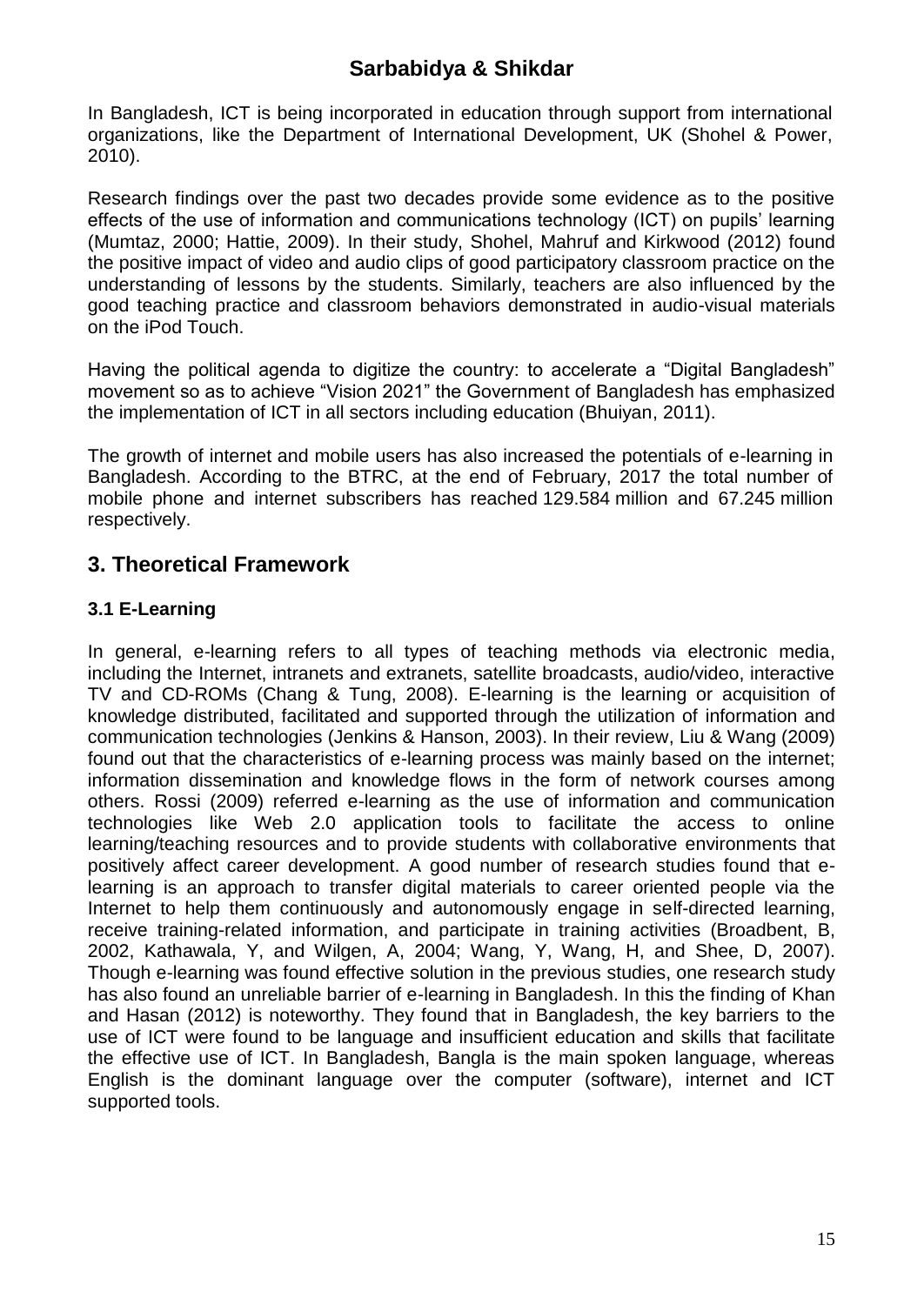In Bangladesh, ICT is being incorporated in education through support from international organizations, like the Department of International Development, UK (Shohel & Power, 2010).

Research findings over the past two decades provide some evidence as to the positive effects of the use of information and communications technology (ICT) on pupils' learning (Mumtaz, 2000; Hattie, 2009). In their study, Shohel, Mahruf and Kirkwood (2012) found the positive impact of video and audio clips of good participatory classroom practice on the understanding of lessons by the students. Similarly, teachers are also influenced by the good teaching practice and classroom behaviors demonstrated in audio-visual materials on the iPod Touch.

Having the political agenda to digitize the country: to accelerate a "Digital Bangladesh" movement so as to achieve "Vision 2021" the Government of Bangladesh has emphasized the implementation of ICT in all sectors including education (Bhuiyan, 2011).

The growth of internet and mobile users has also increased the potentials of e-learning in Bangladesh. According to the BTRC, at the end of February, 2017 the total number of mobile phone and internet subscribers has reached 129.584 million and 67.245 million respectively.

## 3. Theoretical Framework

### 3.1 E-Learning

In general, e-learning refers to all types of teaching methods via electronic media, including the Internet, intranets and extranets, satellite broadcasts, audio/video, interactive TV and CD-ROMs (Chang & Tung, 2008). E-learning is the learning or acquisition of knowledge distributed, facilitated and supported through the utilization of information and communication technologies (Jenkins & Hanson, 2003). In their review, Liu & Wang (2009) found out that the characteristics of e-learning process was mainly based on the internet; information dissemination and knowledge flows in the form of network courses among others. Rossi (2009) referred e-learning as the use of information and communication technologies like Web 2.0 application tools to facilitate the access to online learning/teaching resources and to provide students with collaborative environments that positively affect career development. A good number of research studies found that e-learning is an approach to transfer digital materials to career oriented people via the Internet to help them continuously and autonomously engage in self-directed learning, receive training-related information, and participate in training activities (Broadbent, B, 2002, Kathawala, Y, and Wilgen, A, 2004; Wang, Y, Wang, H, and Shee, D, 2007). Though e-learning was found effective solution in the previous studies, one research study has also found an unreliable barrier of e-learning in Bangladesh. In this the finding of Khan and Hasan (2012) is noteworthy. They found that in Bangladesh, the key barriers to the use of ICT were found to be language and insufficient education and skills that facilitate the effective use of ICT. In Bangladesh, Bangla is the main spoken language, whereas English is the dominant language over the computer (software), internet and ICT supported tools.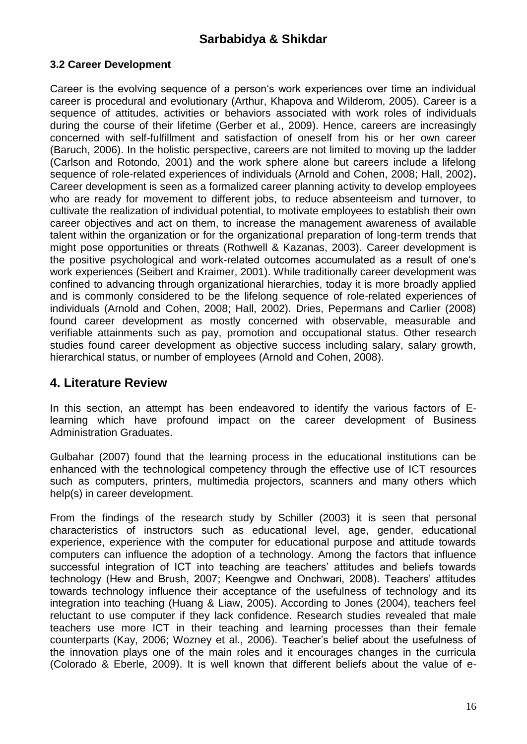### 3.2 Career Development

Career is the evolving sequence of a person's work experiences over time an individual career is procedural and evolutionary (Arthur, Khapova and Wilderom, 2005). Career is a sequence of attitudes, activities or behaviors associated with work roles of individuals during the course of their lifetime (Gerber et al., 2009). Hence, careers are increasingly concerned with self-fulfillment and satisfaction of oneself from his or her own career (Baruch, 2006). In the holistic perspective, careers are not limited to moving up the ladder (Carlson and Rotondo, 2001) and the work sphere alone but careers include a lifelong sequence of role-related experiences of individuals (Arnold and Cohen, 2008; Hall, 2002)**.** Career development is seen as a formalized career planning activity to develop employees who are ready for movement to different jobs, to reduce absenteeism and turnover, to cultivate the realization of individual potential, to motivate employees to establish their own career objectives and act on them, to increase the management awareness of available talent within the organization or for the organizational preparation of long-term trends that might pose opportunities or threats (Rothwell & Kazanas, 2003). Career development is the positive psychological and work-related outcomes accumulated as a result of one's work experiences (Seibert and Kraimer, 2001). While traditionally career development was confined to advancing through organizational hierarchies, today it is more broadly applied and is commonly considered to be the lifelong sequence of role-related experiences of individuals (Arnold and Cohen, 2008; Hall, 2002). Dries, Pepermans and Carlier (2008) found career development as mostly concerned with observable, measurable and verifiable attainments such as pay, promotion and occupational status. Other research studies found career development as objective success including salary, salary growth, hierarchical status, or number of employees (Arnold and Cohen, 2008).

## 4. Literature Review

In this section, an attempt has been endeavored to identify the various factors of E-learning which have profound impact on the career development of Business Administration Graduates.

Gulbahar (2007) found that the learning process in the educational institutions can be enhanced with the technological competency through the effective use of ICT resources such as computers, printers, multimedia projectors, scanners and many others which help(s) in career development.

From the findings of the research study by Schiller (2003) it is seen that personal characteristics of instructors such as educational level, age, gender, educational experience, experience with the computer for educational purpose and attitude towards computers can influence the adoption of a technology. Among the factors that influence successful integration of ICT into teaching are teachers' attitudes and beliefs towards technology (Hew and Brush, 2007; Keengwe and Onchwari, 2008). Teachers' attitudes towards technology influence their acceptance of the usefulness of technology and its integration into teaching (Huang & Liaw, 2005). According to Jones (2004), teachers feel reluctant to use computer if they lack confidence. Research studies revealed that male teachers use more ICT in their teaching and learning processes than their female counterparts (Kay, 2006; Wozney et al., 2006). Teacher's belief about the usefulness of the innovation plays one of the main roles and it encourages changes in the curricula (Colorado & Eberle, 2009). It is well known that different beliefs about the value of e-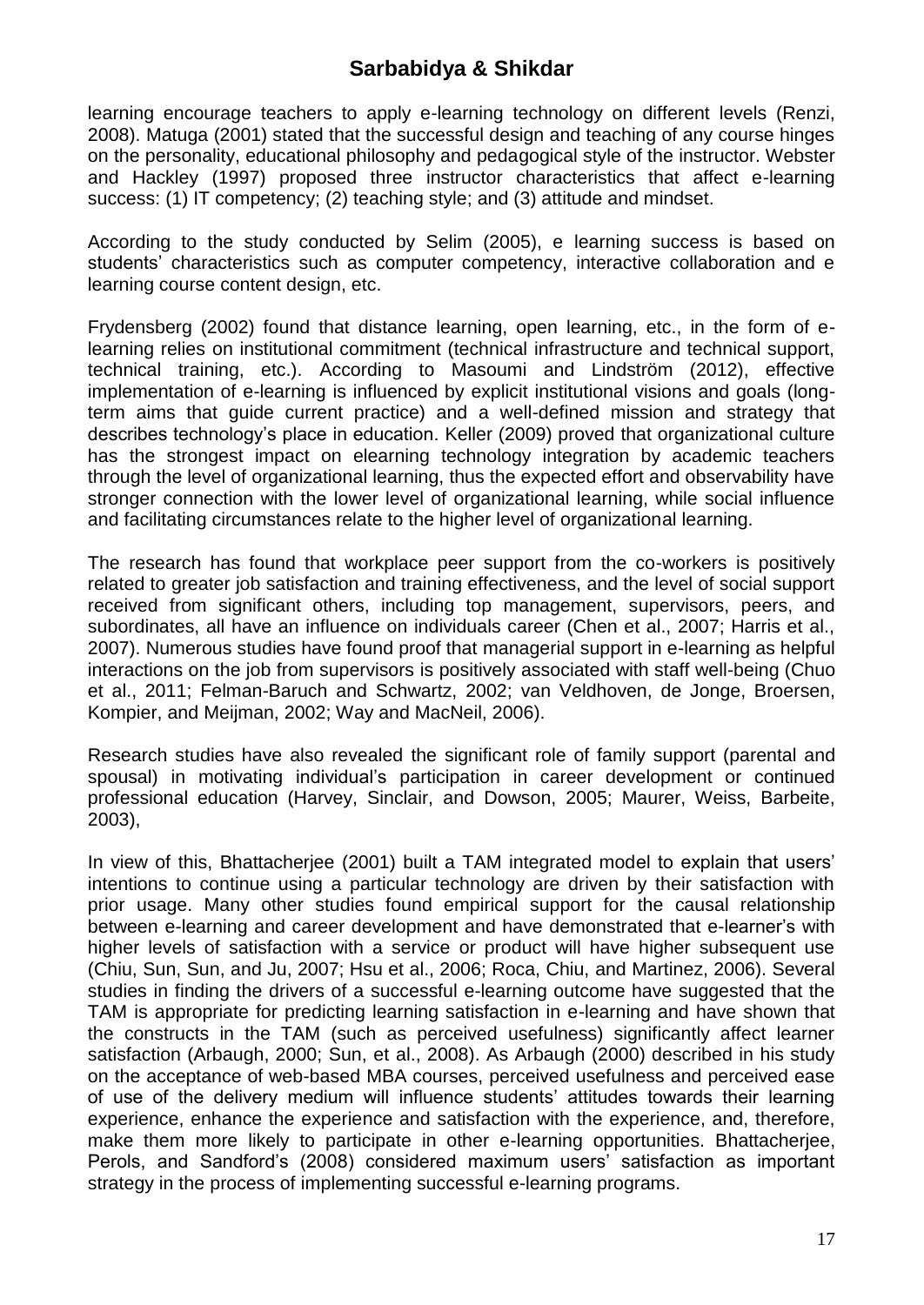learning encourage teachers to apply e-learning technology on different levels (Renzi, 2008). Matuga (2001) stated that the successful design and teaching of any course hinges on the personality, educational philosophy and pedagogical style of the instructor. Webster and Hackley (1997) proposed three instructor characteristics that affect e-learning success: (1) IT competency; (2) teaching style; and (3) attitude and mindset.

According to the study conducted by Selim (2005), e learning success is based on students' characteristics such as computer competency, interactive collaboration and e learning course content design, etc.

Frydensberg (2002) found that distance learning, open learning, etc., in the form of e-learning relies on institutional commitment (technical infrastructure and technical support, technical training, etc.). According to Masoumi and Lindström (2012), effective implementation of e-learning is influenced by explicit institutional visions and goals (long-term aims that guide current practice) and a well-defined mission and strategy that describes technology's place in education. Keller (2009) proved that organizational culture has the strongest impact on elearning technology integration by academic teachers through the level of organizational learning, thus the expected effort and observability have stronger connection with the lower level of organizational learning, while social influence and facilitating circumstances relate to the higher level of organizational learning.

The research has found that workplace peer support from the co-workers is positively related to greater job satisfaction and training effectiveness, and the level of social support received from significant others, including top management, supervisors, peers, and subordinates, all have an influence on individuals career (Chen et al., 2007; Harris et al., 2007). Numerous studies have found proof that managerial support in e-learning as helpful interactions on the job from supervisors is positively associated with staff well-being (Chuo et al., 2011; Felman-Baruch and Schwartz, 2002; van Veldhoven, de Jonge, Broersen, Kompier, and Meijman, 2002; Way and MacNeil, 2006).

Research studies have also revealed the significant role of family support (parental and spousal) in motivating individual's participation in career development or continued professional education (Harvey, Sinclair, and Dowson, 2005; Maurer, Weiss, Barbeite, 2003),

In view of this, Bhattacherjee (2001) built a TAM integrated model to explain that users' intentions to continue using a particular technology are driven by their satisfaction with prior usage. Many other studies found empirical support for the causal relationship between e-learning and career development and have demonstrated that e-learner's with higher levels of satisfaction with a service or product will have higher subsequent use (Chiu, Sun, Sun, and Ju, 2007; Hsu et al., 2006; Roca, Chiu, and Martinez, 2006). Several studies in finding the drivers of a successful e-learning outcome have suggested that the TAM is appropriate for predicting learning satisfaction in e-learning and have shown that the constructs in the TAM (such as perceived usefulness) significantly affect learner satisfaction (Arbaugh, 2000; Sun, et al., 2008). As Arbaugh (2000) described in his study on the acceptance of web-based MBA courses, perceived usefulness and perceived ease of use of the delivery medium will influence students' attitudes towards their learning experience, enhance the experience and satisfaction with the experience, and, therefore, make them more likely to participate in other e-learning opportunities. Bhattacherjee, Perols, and Sandford's (2008) considered maximum users' satisfaction as important strategy in the process of implementing successful e-learning programs.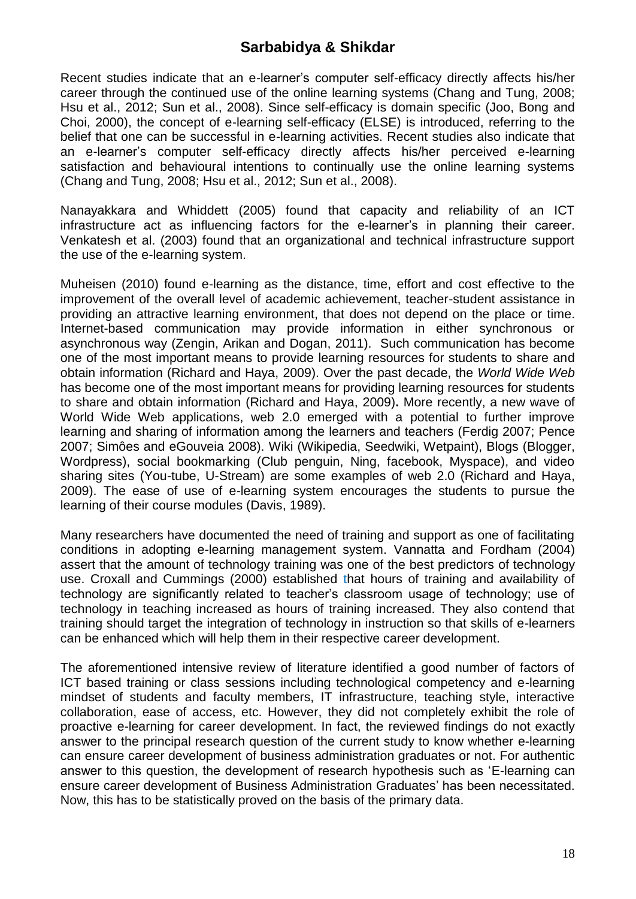Recent studies indicate that an e-learner's computer self-efficacy directly affects his/her career through the continued use of the online learning systems (Chang and Tung, 2008; Hsu et al., 2012; Sun et al., 2008). Since self-efficacy is domain specific (Joo, Bong and Choi, 2000), the concept of e-learning self-efficacy (ELSE) is introduced, referring to the belief that one can be successful in e-learning activities. Recent studies also indicate that an e-learner's computer self-efficacy directly affects his/her perceived e-learning satisfaction and behavioural intentions to continually use the online learning systems (Chang and Tung, 2008; Hsu et al., 2012; Sun et al., 2008).

Nanayakkara and Whiddett (2005) found that capacity and reliability of an ICT infrastructure act as influencing factors for the e-learner's in planning their career. Venkatesh et al. (2003) found that an organizational and technical infrastructure support the use of the e-learning system.

Muheisen (2010) found e-learning as the distance, time, effort and cost effective to the improvement of the overall level of academic achievement, teacher-student assistance in providing an attractive learning environment, that does not depend on the place or time. Internet-based communication may provide information in either synchronous or asynchronous way (Zengin, Arikan and Dogan, 2011). Such communication has become one of the most important means to provide learning resources for students to share and obtain information (Richard and Haya, 2009). Over the past decade, the *World Wide Web* has become one of the most important means for providing learning resources for students to share and obtain information (Richard and Haya, 2009)**.** More recently, a new wave of World Wide Web applications, web 2.0 emerged with a potential to further improve learning and sharing of information among the learners and teachers (Ferdig 2007; Pence 2007; Simôes and eGouveia 2008). Wiki (Wikipedia, Seedwiki, Wetpaint), Blogs (Blogger, Wordpress), social bookmarking (Club penguin, Ning, facebook, Myspace), and video sharing sites (You-tube, U-Stream) are some examples of web 2.0 (Richard and Haya, 2009). The ease of use of e-learning system encourages the students to pursue the learning of their course modules (Davis, 1989).

Many researchers have documented the need of training and support as one of facilitating conditions in adopting e-learning management system. Vannatta and Fordham (2004) assert that the amount of technology training was one of the best predictors of technology use. Croxall and Cummings (2000) established that hours of training and availability of technology are significantly related to teacher's classroom usage of technology; use of technology in teaching increased as hours of training increased. They also contend that training should target the integration of technology in instruction so that skills of e-learners can be enhanced which will help them in their respective career development.

The aforementioned intensive review of literature identified a good number of factors of ICT based training or class sessions including technological competency and e-learning mindset of students and faculty members, IT infrastructure, teaching style, interactive collaboration, ease of access, etc. However, they did not completely exhibit the role of proactive e-learning for career development. In fact, the reviewed findings do not exactly answer to the principal research question of the current study to know whether e-learning can ensure career development of business administration graduates or not. For authentic answer to this question, the development of research hypothesis such as 'E-learning can ensure career development of Business Administration Graduates' has been necessitated. Now, this has to be statistically proved on the basis of the primary data.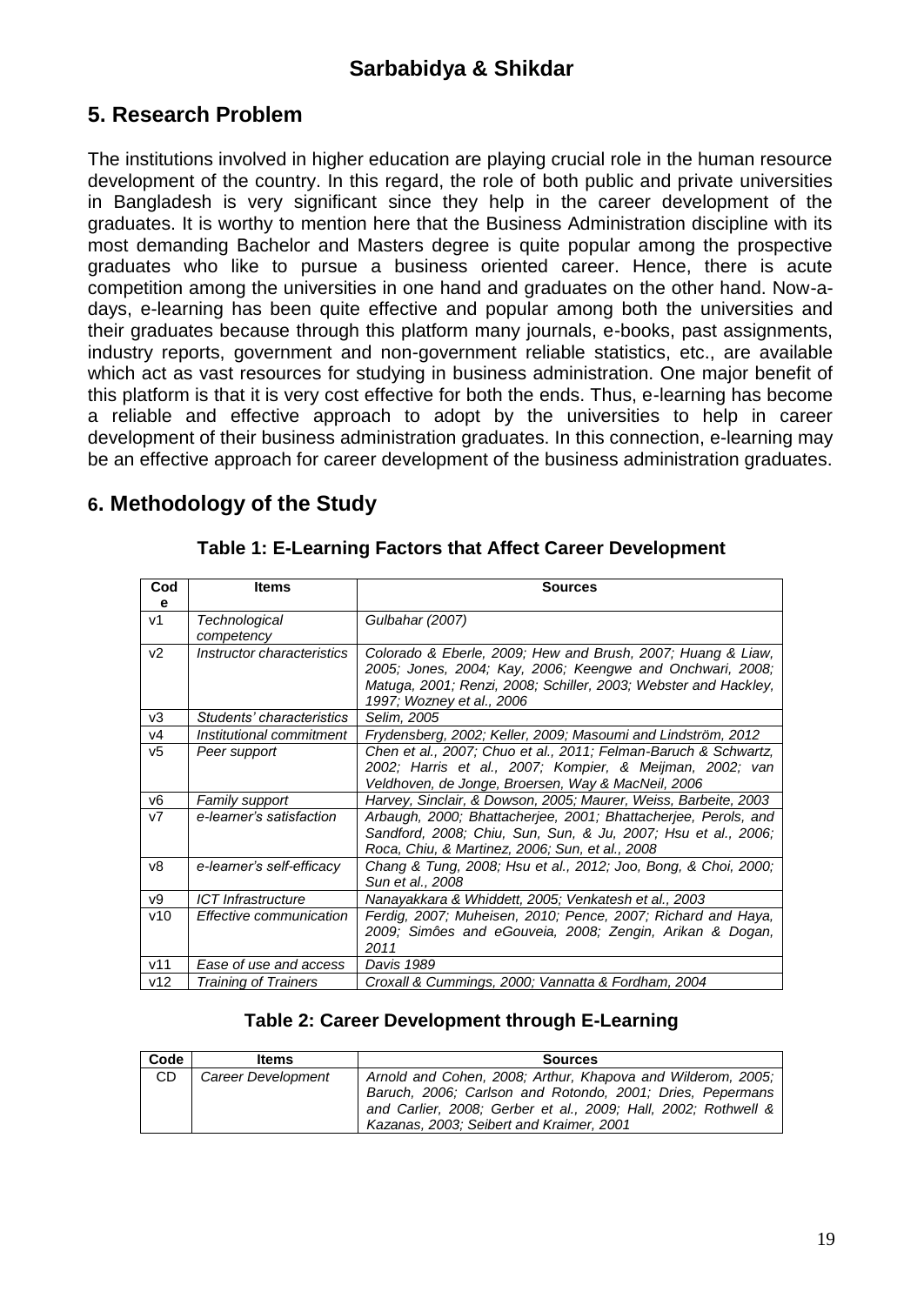## 5. Research Problem

The institutions involved in higher education are playing crucial role in the human resource development of the country. In this regard, the role of both public and private universities in Bangladesh is very significant since they help in the career development of the graduates. It is worthy to mention here that the Business Administration discipline with its most demanding Bachelor and Masters degree is quite popular among the prospective graduates who like to pursue a business oriented career. Hence, there is acute competition among the universities in one hand and graduates on the other hand. Now-a-days, e-learning has been quite effective and popular among both the universities and their graduates because through this platform many journals, e-books, past assignments, industry reports, government and non-government reliable statistics, etc., are available which act as vast resources for studying in business administration. One major benefit of this platform is that it is very cost effective for both the ends. Thus, e-learning has become a reliable and effective approach to adopt by the universities to help in career development of their business administration graduates. In this connection, e-learning may be an effective approach for career development of the business administration graduates.

## 6. Methodology of the Study

**Table 1: E-Learning Factors that Affect Career Development**

| Code | Items | Sources |
|---|---|---|
| v1 | *Technological competency* | *Gulbahar (2007)* |
| v2 | *Instructor characteristics* | *Colorado & Eberle, 2009; Hew and Brush, 2007; Huang & Liaw, 2005; Jones, 2004; Kay, 2006; Keengwe and Onchwari, 2008; Matuga, 2001; Renzi, 2008; Schiller, 2003; Webster and Hackley, 1997; Wozney et al., 2006* |
| v3 | *Students' characteristics* | *Selim, 2005* |
| v4 | *Institutional commitment* | *Frydensberg, 2002; Keller, 2009; Masoumi and Lindström, 2012* |
| v5 | *Peer support* | *Chen et al., 2007; Chuo et al., 2011; Felman-Baruch & Schwartz, 2002; Harris et al., 2007; Kompier, & Meijman, 2002; van Veldhoven, de Jonge, Broersen, Way & MacNeil, 2006* |
| v6 | *Family support* | *Harvey, Sinclair, & Dowson, 2005; Maurer, Weiss, Barbeite, 2003* |
| v7 | *e-learner's satisfaction* | *Arbaugh, 2000; Bhattacherjee, 2001; Bhattacherjee, Perols, and Sandford, 2008; Chiu, Sun, Sun, & Ju, 2007; Hsu et al., 2006; Roca, Chiu, & Martinez, 2006; Sun, et al., 2008* |
| v8 | *e-learner's self-efficacy* | *Chang & Tung, 2008; Hsu et al., 2012; Joo, Bong, & Choi, 2000; Sun et al., 2008* |
| v9 | *ICT Infrastructure* | *Nanayakkara & Whiddett, 2005; Venkatesh et al., 2003* |
| v10 | *Effective communication* | *Ferdig, 2007; Muheisen, 2010; Pence, 2007; Richard and Haya, 2009; Simões and eGouveia, 2008; Zengin, Arikan & Dogan, 2011* |
| v11 | *Ease of use and access* | *Davis 1989* |
| v12 | *Training of Trainers* | *Croxall & Cummings, 2000; Vannatta & Fordham, 2004* |

**Table 2: Career Development through E-Learning**

| Code | Items | Sources |
|---|---|---|
| CD | *Career Development* | *Arnold and Cohen, 2008; Arthur, Khapova and Wilderom, 2005; Baruch, 2006; Carlson and Rotondo, 2001; Dries, Pepermans and Carlier, 2008; Gerber et al., 2009; Hall, 2002; Rothwell & Kazanas, 2003; Seibert and Kraimer, 2001* |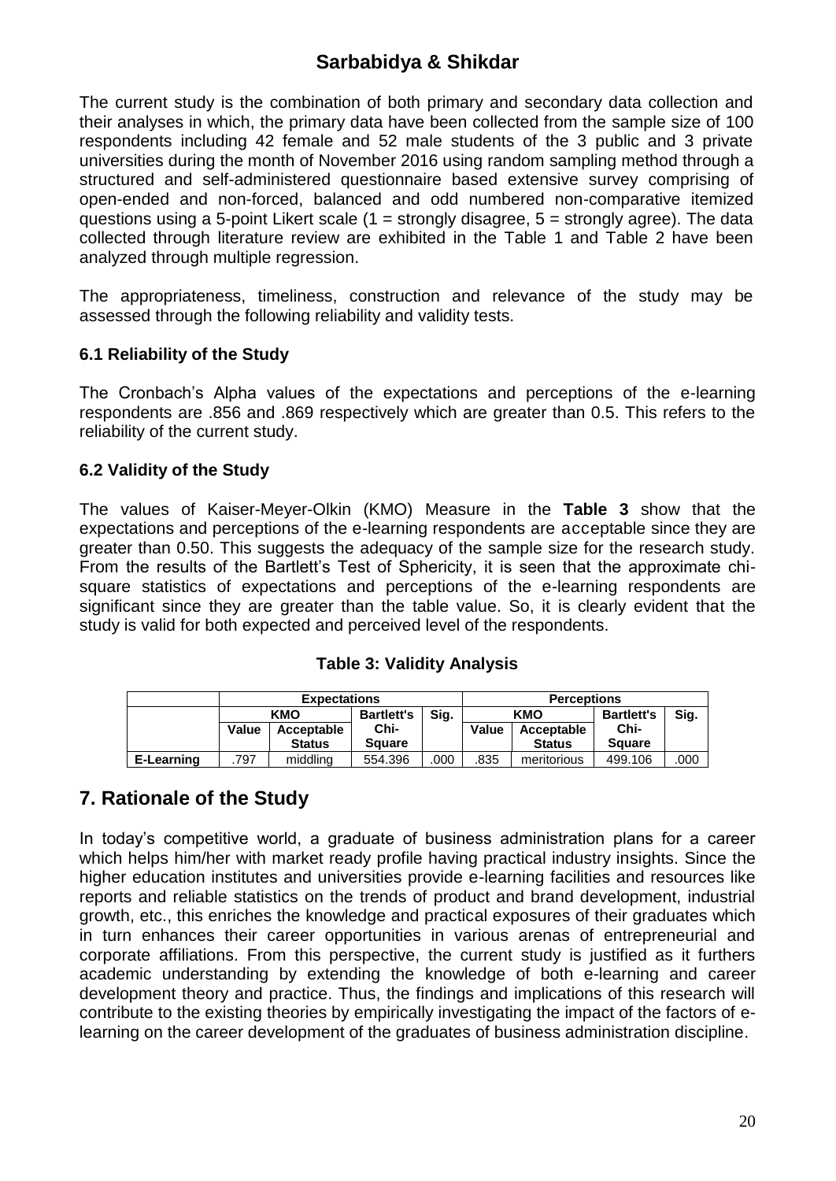The current study is the combination of both primary and secondary data collection and their analyses in which, the primary data have been collected from the sample size of 100 respondents including 42 female and 52 male students of the 3 public and 3 private universities during the month of November 2016 using random sampling method through a structured and self-administered questionnaire based extensive survey comprising of open-ended and non-forced, balanced and odd numbered non-comparative itemized questions using a 5-point Likert scale (1 = strongly disagree, 5 = strongly agree). The data collected through literature review are exhibited in the Table 1 and Table 2 have been analyzed through multiple regression.

The appropriateness, timeliness, construction and relevance of the study may be assessed through the following reliability and validity tests.

### 6.1 Reliability of the Study

The Cronbach's Alpha values of the expectations and perceptions of the e-learning respondents are .856 and .869 respectively which are greater than 0.5. This refers to the reliability of the current study.

### 6.2 Validity of the Study

The values of Kaiser-Meyer-Olkin (KMO) Measure in the **Table 3** show that the expectations and perceptions of the e-learning respondents are acceptable since they are greater than 0.50. This suggests the adequacy of the sample size for the research study. From the results of the Bartlett's Test of Sphericity, it is seen that the approximate chi-square statistics of expectations and perceptions of the e-learning respondents are significant since they are greater than the table value. So, it is clearly evident that the study is valid for both expected and perceived level of the respondents.

**Table 3: Validity Analysis**

| | Expectations | | | | Perceptions | | | |
|---|---|---|---|---|---|---|---|---|
| | KMO | | Bartlett's | Sig. | KMO | | Bartlett's | Sig. |
| | Value | Acceptable Status | Chi-Square | | Value | Acceptable Status | Chi-Square | |
| **E-Learning** | .797 | middling | 554.396 | .000 | .835 | meritorious | 499.106 | .000 |

## 7. Rationale of the Study

In today's competitive world, a graduate of business administration plans for a career which helps him/her with market ready profile having practical industry insights. Since the higher education institutes and universities provide e-learning facilities and resources like reports and reliable statistics on the trends of product and brand development, industrial growth, etc., this enriches the knowledge and practical exposures of their graduates which in turn enhances their career opportunities in various arenas of entrepreneurial and corporate affiliations. From this perspective, the current study is justified as it furthers academic understanding by extending the knowledge of both e-learning and career development theory and practice. Thus, the findings and implications of this research will contribute to the existing theories by empirically investigating the impact of the factors of e-learning on the career development of the graduates of business administration discipline.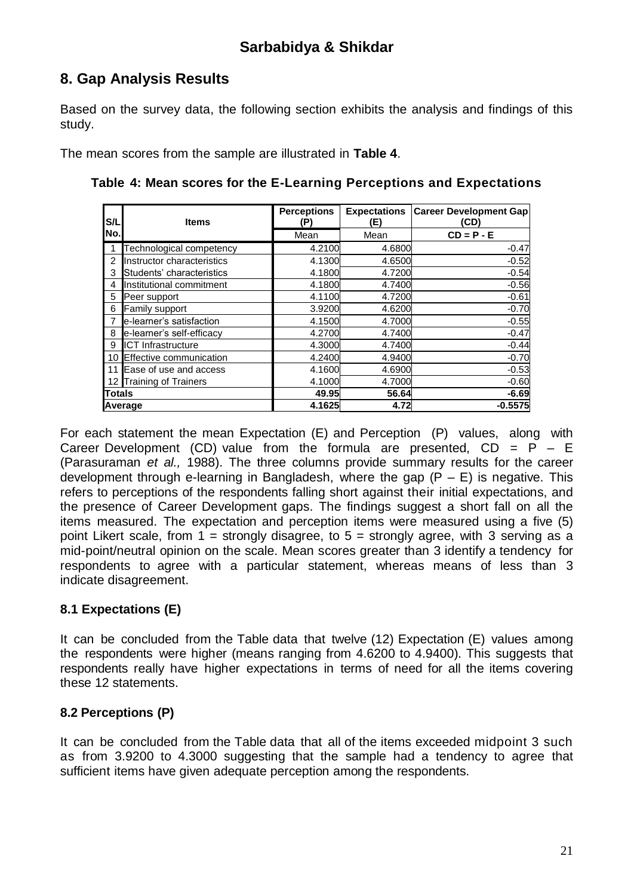## 8. Gap Analysis Results

Based on the survey data, the following section exhibits the analysis and findings of this study.

The mean scores from the sample are illustrated in **Table 4**.

**Table 4: Mean scores for the E-Learning Perceptions and Expectations**

| S/L No. | Items | Perceptions (P) | Expectations (E) | Career Development Gap (CD) |
|---|---|---|---|---|
| | | Mean | Mean | CD = P - E |
| 1 | Technological competency | 4.2100 | 4.6800 | -0.47 |
| 2 | Instructor characteristics | 4.1300 | 4.6500 | -0.52 |
| 3 | Students' characteristics | 4.1800 | 4.7200 | -0.54 |
| 4 | Institutional commitment | 4.1800 | 4.7400 | -0.56 |
| 5 | Peer support | 4.1100 | 4.7200 | -0.61 |
| 6 | Family support | 3.9200 | 4.6200 | -0.70 |
| 7 | e-learner's satisfaction | 4.1500 | 4.7000 | -0.55 |
| 8 | e-learner's self-efficacy | 4.2700 | 4.7400 | -0.47 |
| 9 | ICT Infrastructure | 4.3000 | 4.7400 | -0.44 |
| 10 | Effective communication | 4.2400 | 4.9400 | -0.70 |
| 11 | Ease of use and access | 4.1600 | 4.6900 | -0.53 |
| 12 | Training of Trainers | 4.1000 | 4.7000 | -0.60 |
| **Totals** | | **49.95** | **56.64** | **-6.69** |
| **Average** | | **4.1625** | **4.72** | **-0.5575** |

For each statement the mean Expectation (E) and Perception (P) values, along with Career Development (CD) value from the formula are presented, CD = P – E (Parasuraman *et al.,* 1988). The three columns provide summary results for the career development through e-learning in Bangladesh, where the gap (P – E) is negative. This refers to perceptions of the respondents falling short against their initial expectations, and the presence of Career Development gaps. The findings suggest a short fall on all the items measured. The expectation and perception items were measured using a five (5) point Likert scale, from 1 = strongly disagree, to 5 = strongly agree, with 3 serving as a mid-point/neutral opinion on the scale. Mean scores greater than 3 identify a tendency for respondents to agree with a particular statement, whereas means of less than 3 indicate disagreement.

### 8.1 Expectations (E)

It can be concluded from the Table data that twelve (12) Expectation (E) values among the respondents were higher (means ranging from 4.6200 to 4.9400). This suggests that respondents really have higher expectations in terms of need for all the items covering these 12 statements.

### 8.2 Perceptions (P)

It can be concluded from the Table data that all of the items exceeded midpoint 3 such as from 3.9200 to 4.3000 suggesting that the sample had a tendency to agree that sufficient items have given adequate perception among the respondents.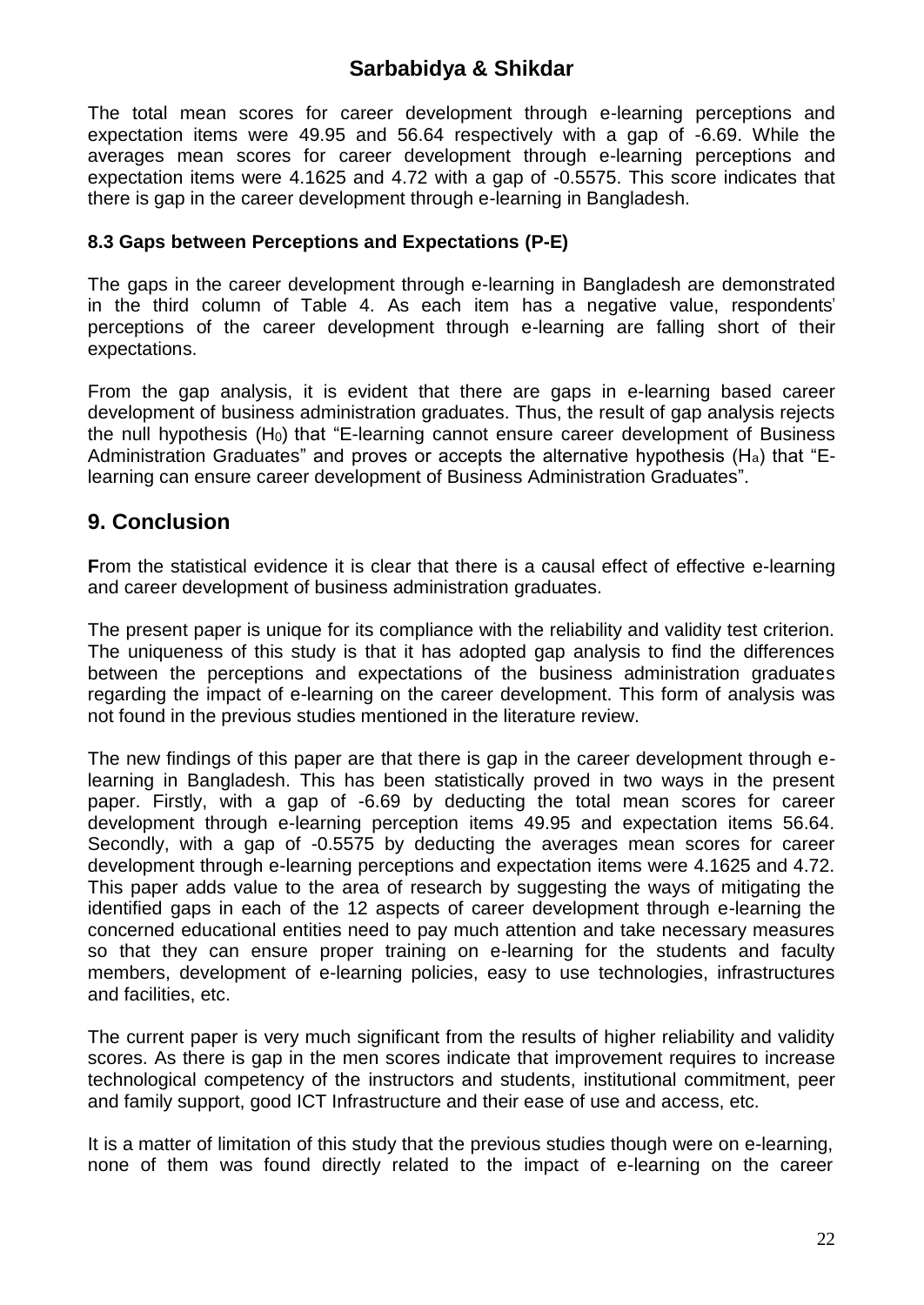The total mean scores for career development through e-learning perceptions and expectation items were 49.95 and 56.64 respectively with a gap of -6.69. While the averages mean scores for career development through e-learning perceptions and expectation items were 4.1625 and 4.72 with a gap of -0.5575. This score indicates that there is gap in the career development through e-learning in Bangladesh.

### 8.3 Gaps between Perceptions and Expectations (P-E)

The gaps in the career development through e-learning in Bangladesh are demonstrated in the third column of Table 4. As each item has a negative value, respondents' perceptions of the career development through e-learning are falling short of their expectations.

From the gap analysis, it is evident that there are gaps in e-learning based career development of business administration graduates. Thus, the result of gap analysis rejects the null hypothesis ($H_0$) that "E-learning cannot ensure career development of Business Administration Graduates" and proves or accepts the alternative hypothesis ($H_a$) that "E-learning can ensure career development of Business Administration Graduates".

## 9. Conclusion

**F**rom the statistical evidence it is clear that there is a causal effect of effective e-learning and career development of business administration graduates.

The present paper is unique for its compliance with the reliability and validity test criterion. The uniqueness of this study is that it has adopted gap analysis to find the differences between the perceptions and expectations of the business administration graduates regarding the impact of e-learning on the career development. This form of analysis was not found in the previous studies mentioned in the literature review.

The new findings of this paper are that there is gap in the career development through e-learning in Bangladesh. This has been statistically proved in two ways in the present paper. Firstly, with a gap of -6.69 by deducting the total mean scores for career development through e-learning perception items 49.95 and expectation items 56.64. Secondly, with a gap of -0.5575 by deducting the averages mean scores for career development through e-learning perceptions and expectation items were 4.1625 and 4.72. This paper adds value to the area of research by suggesting the ways of mitigating the identified gaps in each of the 12 aspects of career development through e-learning the concerned educational entities need to pay much attention and take necessary measures so that they can ensure proper training on e-learning for the students and faculty members, development of e-learning policies, easy to use technologies, infrastructures and facilities, etc.

The current paper is very much significant from the results of higher reliability and validity scores. As there is gap in the men scores indicate that improvement requires to increase technological competency of the instructors and students, institutional commitment, peer and family support, good ICT Infrastructure and their ease of use and access, etc.

It is a matter of limitation of this study that the previous studies though were on e-learning, none of them was found directly related to the impact of e-learning on the career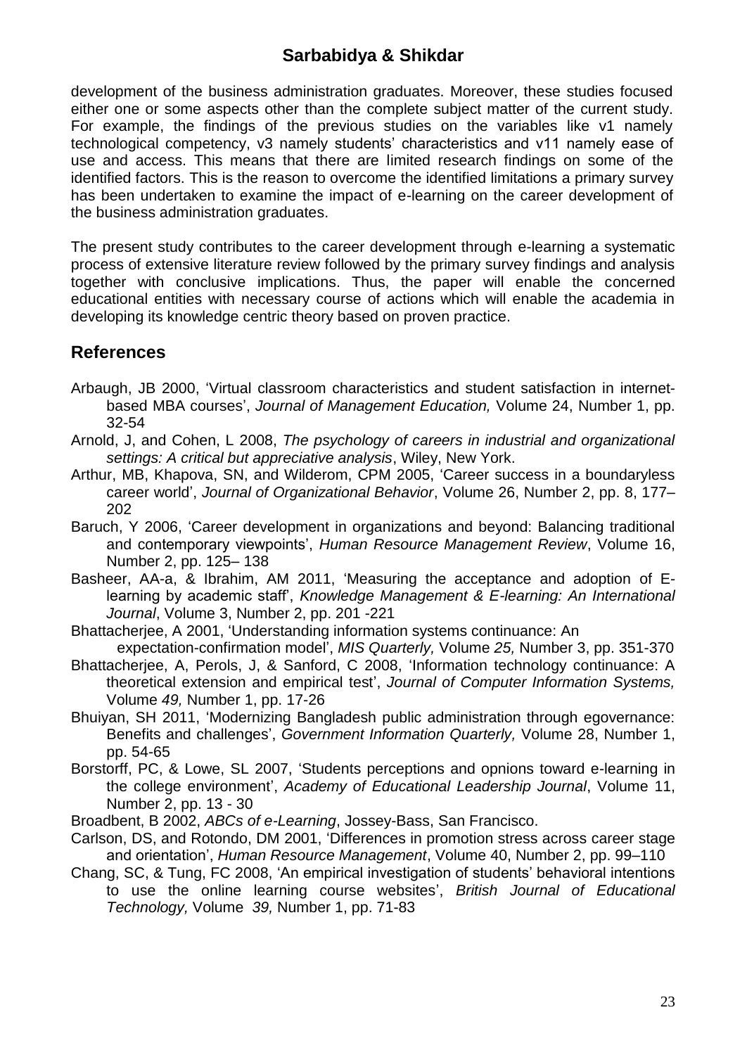development of the business administration graduates. Moreover, these studies focused either one or some aspects other than the complete subject matter of the current study. For example, the findings of the previous studies on the variables like v1 namely technological competency, v3 namely students' characteristics and v11 namely ease of use and access. This means that there are limited research findings on some of the identified factors. This is the reason to overcome the identified limitations a primary survey has been undertaken to examine the impact of e-learning on the career development of the business administration graduates.

The present study contributes to the career development through e-learning a systematic process of extensive literature review followed by the primary survey findings and analysis together with conclusive implications. Thus, the paper will enable the concerned educational entities with necessary course of actions which will enable the academia in developing its knowledge centric theory based on proven practice.

## References

Arbaugh, JB 2000, 'Virtual classroom characteristics and student satisfaction in internet-based MBA courses', *Journal of Management Education,* Volume 24, Number 1, pp. 32-54

Arnold, J, and Cohen, L 2008, *The psychology of careers in industrial and organizational settings: A critical but appreciative analysis*, Wiley, New York.

Arthur, MB, Khapova, SN, and Wilderom, CPM 2005, 'Career success in a boundaryless career world', *Journal of Organizational Behavior*, Volume 26, Number 2, pp. 8, 177–202

Baruch, Y 2006, 'Career development in organizations and beyond: Balancing traditional and contemporary viewpoints', *Human Resource Management Review*, Volume 16, Number 2, pp. 125– 138

Basheer, AA-a, & Ibrahim, AM 2011, 'Measuring the acceptance and adoption of E-learning by academic staff', *Knowledge Management & E-learning: An International Journal*, Volume 3, Number 2, pp. 201 -221

Bhattacherjee, A 2001, 'Understanding information systems continuance: An expectation-confirmation model', *MIS Quarterly,* Volume *25,* Number 3, pp. 351-370

Bhattacherjee, A, Perols, J, & Sanford, C 2008, 'Information technology continuance: A theoretical extension and empirical test', *Journal of Computer Information Systems,* Volume *49,* Number 1, pp. 17-26

Bhuiyan, SH 2011, 'Modernizing Bangladesh public administration through egovernance: Benefits and challenges', *Government Information Quarterly,* Volume 28, Number 1, pp. 54-65

Borstorff, PC, & Lowe, SL 2007, 'Students perceptions and opnions toward e-learning in the college environment', *Academy of Educational Leadership Journal*, Volume 11, Number 2, pp. 13 - 30

Broadbent, B 2002, *ABCs of e-Learning*, Jossey-Bass, San Francisco.

Carlson, DS, and Rotondo, DM 2001, 'Differences in promotion stress across career stage and orientation', *Human Resource Management*, Volume 40, Number 2, pp. 99–110

Chang, SC, & Tung, FC 2008, 'An empirical investigation of students' behavioral intentions to use the online learning course websites', *British Journal of Educational Technology,* Volume *39,* Number 1, pp. 71-83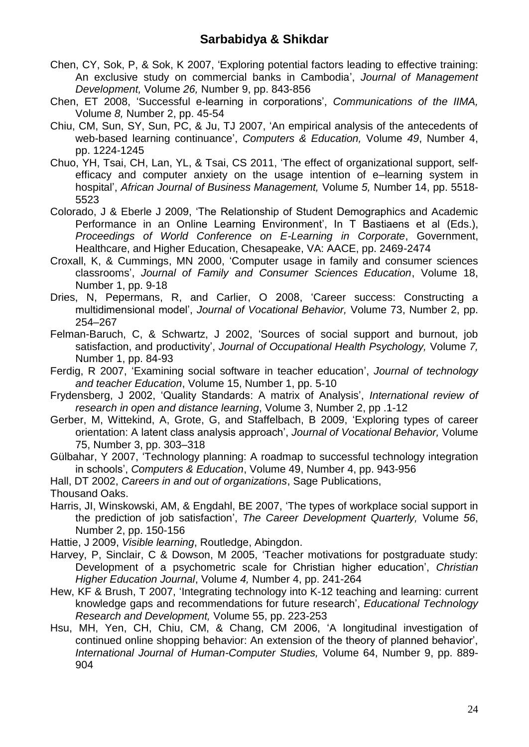Chen, CY, Sok, P, & Sok, K 2007, 'Exploring potential factors leading to effective training: An exclusive study on commercial banks in Cambodia', *Journal of Management Development,* Volume *26,* Number 9, pp. 843-856

Chen, ET 2008, 'Successful e-learning in corporations', *Communications of the IIMA,* Volume *8,* Number 2, pp. 45-54

Chiu, CM, Sun, SY, Sun, PC, & Ju, TJ 2007, 'An empirical analysis of the antecedents of web-based learning continuance', *Computers & Education,* Volume *49*, Number 4, pp. 1224-1245

Chuo, YH, Tsai, CH, Lan, YL, & Tsai, CS 2011, 'The effect of organizational support, self-efficacy and computer anxiety on the usage intention of e–learning system in hospital', *African Journal of Business Management,* Volume *5,* Number 14, pp. 5518-5523

Colorado, J & Eberle J 2009, 'The Relationship of Student Demographics and Academic Performance in an Online Learning Environment', In T Bastiaens et al (Eds.), *Proceedings of World Conference on E-Learning in Corporate*, Government, Healthcare, and Higher Education, Chesapeake, VA: AACE, pp. 2469-2474

Croxall, K, & Cummings, MN 2000, 'Computer usage in family and consumer sciences classrooms', *Journal of Family and Consumer Sciences Education*, Volume 18, Number 1, pp. 9-18

Dries, N, Pepermans, R, and Carlier, O 2008, 'Career success: Constructing a multidimensional model', *Journal of Vocational Behavior,* Volume 73, Number 2, pp. 254–267

Felman-Baruch, C, & Schwartz, J 2002, 'Sources of social support and burnout, job satisfaction, and productivity', *Journal of Occupational Health Psychology,* Volume *7,* Number 1, pp. 84-93

Ferdig, R 2007, 'Examining social software in teacher education', *Journal of technology and teacher Education*, Volume 15, Number 1, pp. 5-10

Frydensberg, J 2002, 'Quality Standards: A matrix of Analysis', *International review of research in open and distance learning*, Volume 3, Number 2, pp .1-12

Gerber, M, Wittekind, A, Grote, G, and Staffelbach, B 2009, 'Exploring types of career orientation: A latent class analysis approach', *Journal of Vocational Behavior,* Volume 75, Number 3, pp. 303–318

Gülbahar, Y 2007, 'Technology planning: A roadmap to successful technology integration in schools', *Computers & Education*, Volume 49, Number 4, pp. 943-956

Hall, DT 2002, *Careers in and out of organizations*, Sage Publications, Thousand Oaks.

Harris, JI, Winskowski, AM, & Engdahl, BE 2007, 'The types of workplace social support in the prediction of job satisfaction', *The Career Development Quarterly,* Volume *56*, Number 2, pp. 150-156

Hattie, J 2009, *Visible learning*, Routledge, Abingdon.

Harvey, P, Sinclair, C & Dowson, M 2005, 'Teacher motivations for postgraduate study: Development of a psychometric scale for Christian higher education', *Christian Higher Education Journal*, Volume *4,* Number 4, pp. 241-264

Hew, KF & Brush, T 2007, 'Integrating technology into K-12 teaching and learning: current knowledge gaps and recommendations for future research', *Educational Technology Research and Development,* Volume 55, pp. 223-253

Hsu, MH, Yen, CH, Chiu, CM, & Chang, CM 2006, 'A longitudinal investigation of continued online shopping behavior: An extension of the theory of planned behavior', *International Journal of Human-Computer Studies,* Volume 64, Number 9, pp. 889-904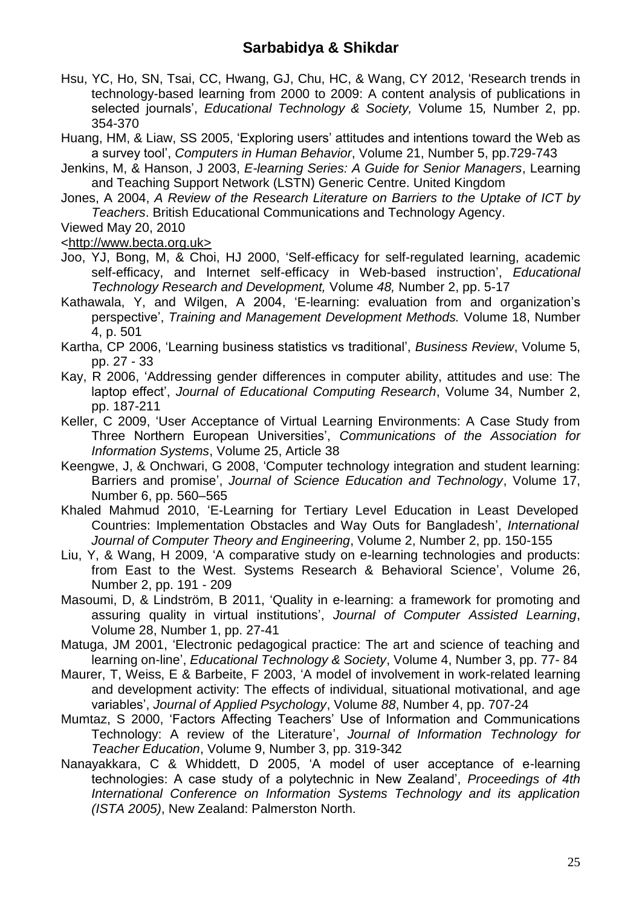Hsu, YC, Ho, SN, Tsai, CC, Hwang, GJ, Chu, HC, & Wang, CY 2012, 'Research trends in technology-based learning from 2000 to 2009: A content analysis of publications in selected journals', *Educational Technology & Society,* Volume 15*,* Number 2, pp. 354-370

Huang, HM, & Liaw, SS 2005, 'Exploring users' attitudes and intentions toward the Web as a survey tool', *Computers in Human Behavior*, Volume 21, Number 5, pp.729-743

Jenkins, M, & Hanson, J 2003, *E-learning Series: A Guide for Senior Managers*, Learning and Teaching Support Network (LSTN) Generic Centre. United Kingdom

Jones, A 2004, *A Review of the Research Literature on Barriers to the Uptake of ICT by Teachers*. British Educational Communications and Technology Agency.

Viewed May 20, 2010

<http://www.becta.org.uk>

Joo, YJ, Bong, M, & Choi, HJ 2000, 'Self-efficacy for self-regulated learning, academic self-efficacy, and Internet self-efficacy in Web-based instruction', *Educational Technology Research and Development,* Volume *48,* Number 2, pp. 5-17

Kathawala, Y, and Wilgen, A 2004, 'E-learning: evaluation from and organization's perspective', *Training and Management Development Methods.* Volume 18, Number 4, p. 501

Kartha, CP 2006, 'Learning business statistics vs traditional', *Business Review*, Volume 5, pp. 27 - 33

Kay, R 2006, 'Addressing gender differences in computer ability, attitudes and use: The laptop effect', *Journal of Educational Computing Research*, Volume 34, Number 2, pp. 187-211

Keller, C 2009, 'User Acceptance of Virtual Learning Environments: A Case Study from Three Northern European Universities', *Communications of the Association for Information Systems*, Volume 25, Article 38

Keengwe, J, & Onchwari, G 2008, 'Computer technology integration and student learning: Barriers and promise', *Journal of Science Education and Technology*, Volume 17, Number 6, pp. 560–565

Khaled Mahmud 2010, 'E-Learning for Tertiary Level Education in Least Developed Countries: Implementation Obstacles and Way Outs for Bangladesh', *International Journal of Computer Theory and Engineering*, Volume 2, Number 2, pp. 150-155

Liu, Y, & Wang, H 2009, 'A comparative study on e-learning technologies and products: from East to the West. Systems Research & Behavioral Science', Volume 26, Number 2, pp. 191 - 209

Masoumi, D, & Lindström, B 2011, 'Quality in e-learning: a framework for promoting and assuring quality in virtual institutions', *Journal of Computer Assisted Learning*, Volume 28, Number 1, pp. 27-41

Matuga, JM 2001, 'Electronic pedagogical practice: The art and science of teaching and learning on-line', *Educational Technology & Society*, Volume 4, Number 3, pp. 77- 84

Maurer, T, Weiss, E & Barbeite, F 2003, 'A model of involvement in work-related learning and development activity: The effects of individual, situational motivational, and age variables', *Journal of Applied Psychology*, Volume *88*, Number 4, pp. 707-24

Mumtaz, S 2000, 'Factors Affecting Teachers' Use of Information and Communications Technology: A review of the Literature', *Journal of Information Technology for Teacher Education*, Volume 9, Number 3, pp. 319-342

Nanayakkara, C & Whiddett, D 2005, 'A model of user acceptance of e-learning technologies: A case study of a polytechnic in New Zealand', *Proceedings of 4th International Conference on Information Systems Technology and its application (ISTA 2005)*, New Zealand: Palmerston North.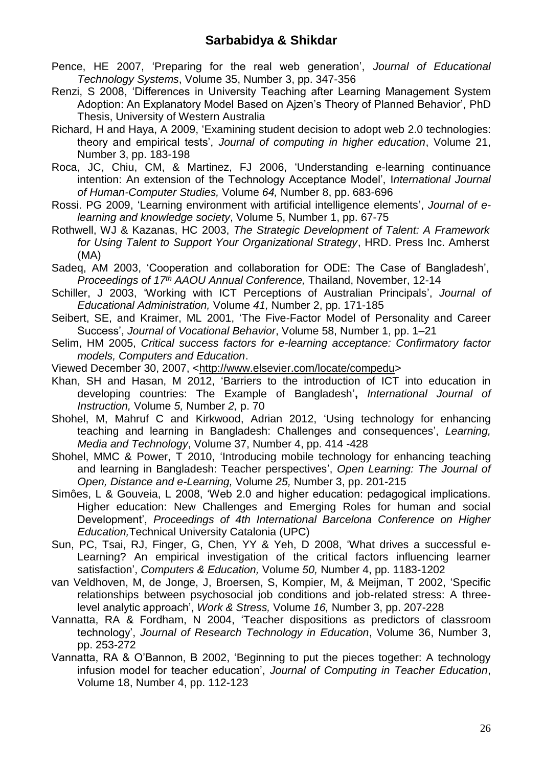Pence, HE 2007, 'Preparing for the real web generation', *Journal of Educational Technology Systems*, Volume 35, Number 3, pp. 347-356

Renzi, S 2008, 'Differences in University Teaching after Learning Management System Adoption: An Explanatory Model Based on Ajzen's Theory of Planned Behavior', PhD Thesis, University of Western Australia

Richard, H and Haya, A 2009, 'Examining student decision to adopt web 2.0 technologies: theory and empirical tests', *Journal of computing in higher education*, Volume 21, Number 3, pp. 183-198

Roca, JC, Chiu, CM, & Martinez, FJ 2006, 'Understanding e-learning continuance intention: An extension of the Technology Acceptance Model', I*nternational Journal of Human-Computer Studies,* Volume *64,* Number 8, pp. 683-696

Rossi. PG 2009, 'Learning environment with artificial intelligence elements', *Journal of e-learning and knowledge society*, Volume 5, Number 1, pp. 67-75

Rothwell, WJ & Kazanas, HC 2003, *The Strategic Development of Talent: A Framework for Using Talent to Support Your Organizational Strategy*, HRD. Press Inc. Amherst (MA)

Sadeq, AM 2003, 'Cooperation and collaboration for ODE: The Case of Bangladesh', *Proceedings of 17th AAOU Annual Conference,* Thailand, November, 12-14

Schiller, J 2003, 'Working with ICT Perceptions of Australian Principals', *Journal of Educational Administration,* Volume *41,* Number 2, pp. 171-185

Seibert, SE, and Kraimer, ML 2001, 'The Five-Factor Model of Personality and Career Success', *Journal of Vocational Behavior*, Volume 58, Number 1, pp. 1–21

Selim, HM 2005, *Critical success factors for e-learning acceptance: Confirmatory factor models, Computers and Education*.

Viewed December 30, 2007, <http://www.elsevier.com/locate/compedu>

Khan, SH and Hasan, M 2012, 'Barriers to the introduction of ICT into education in developing countries: The Example of Bangladesh'**,** *International Journal of Instruction,* Volume *5,* Number *2,* p. 70

Shohel, M, Mahruf C and Kirkwood, Adrian 2012, 'Using technology for enhancing teaching and learning in Bangladesh: Challenges and consequences', *Learning, Media and Technology*, Volume 37, Number 4, pp. 414 -428

Shohel, MMC & Power, T 2010, 'Introducing mobile technology for enhancing teaching and learning in Bangladesh: Teacher perspectives', *Open Learning: The Journal of Open, Distance and e-Learning,* Volume *25,* Number 3, pp. 201-215

Simões, L & Gouveia, L 2008, 'Web 2.0 and higher education: pedagogical implications. Higher education: New Challenges and Emerging Roles for human and social Development', *Proceedings of 4th International Barcelona Conference on Higher Education,*Technical University Catalonia (UPC)

Sun, PC, Tsai, RJ, Finger, G, Chen, YY & Yeh, D 2008, 'What drives a successful e-Learning? An empirical investigation of the critical factors influencing learner satisfaction', *Computers & Education,* Volume *50,* Number 4, pp. 1183-1202

van Veldhoven, M, de Jonge, J, Broersen, S, Kompier, M, & Meijman, T 2002, 'Specific relationships between psychosocial job conditions and job-related stress: A three-level analytic approach', *Work & Stress,* Volume *16,* Number 3, pp. 207-228

Vannatta, RA & Fordham, N 2004, 'Teacher dispositions as predictors of classroom technology', *Journal of Research Technology in Education*, Volume 36, Number 3, pp. 253-272

Vannatta, RA & O'Bannon, B 2002, 'Beginning to put the pieces together: A technology infusion model for teacher education', *Journal of Computing in Teacher Education*, Volume 18, Number 4, pp. 112-123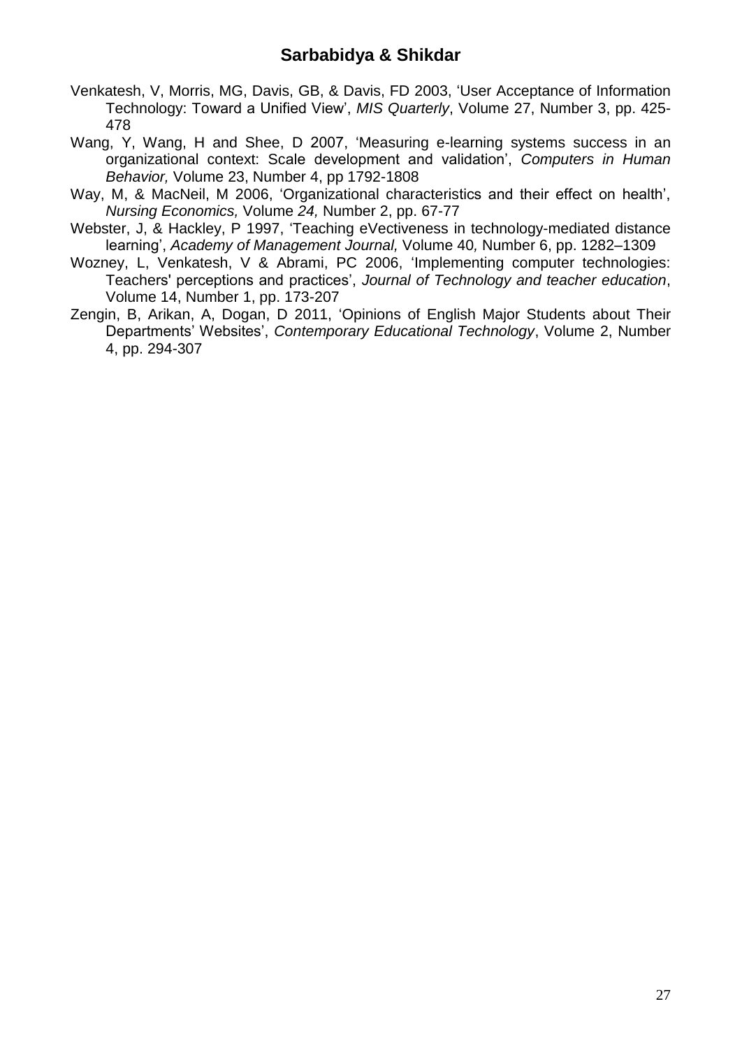Venkatesh, V, Morris, MG, Davis, GB, & Davis, FD 2003, 'User Acceptance of Information Technology: Toward a Unified View', *MIS Quarterly*, Volume 27, Number 3, pp. 425-478

Wang, Y, Wang, H and Shee, D 2007, 'Measuring e-learning systems success in an organizational context: Scale development and validation', *Computers in Human Behavior,* Volume 23, Number 4, pp 1792-1808

Way, M, & MacNeil, M 2006, 'Organizational characteristics and their effect on health', *Nursing Economics,* Volume *24,* Number 2, pp. 67-77

Webster, J, & Hackley, P 1997, 'Teaching eVectiveness in technology-mediated distance learning', *Academy of Management Journal,* Volume 40*,* Number 6, pp. 1282–1309

Wozney, L, Venkatesh, V & Abrami, PC 2006, 'Implementing computer technologies: Teachers' perceptions and practices', *Journal of Technology and teacher education*, Volume 14, Number 1, pp. 173-207

Zengin, B, Arikan, A, Dogan, D 2011, 'Opinions of English Major Students about Their Departments' Websites', *Contemporary Educational Technology*, Volume 2, Number 4, pp. 294-307